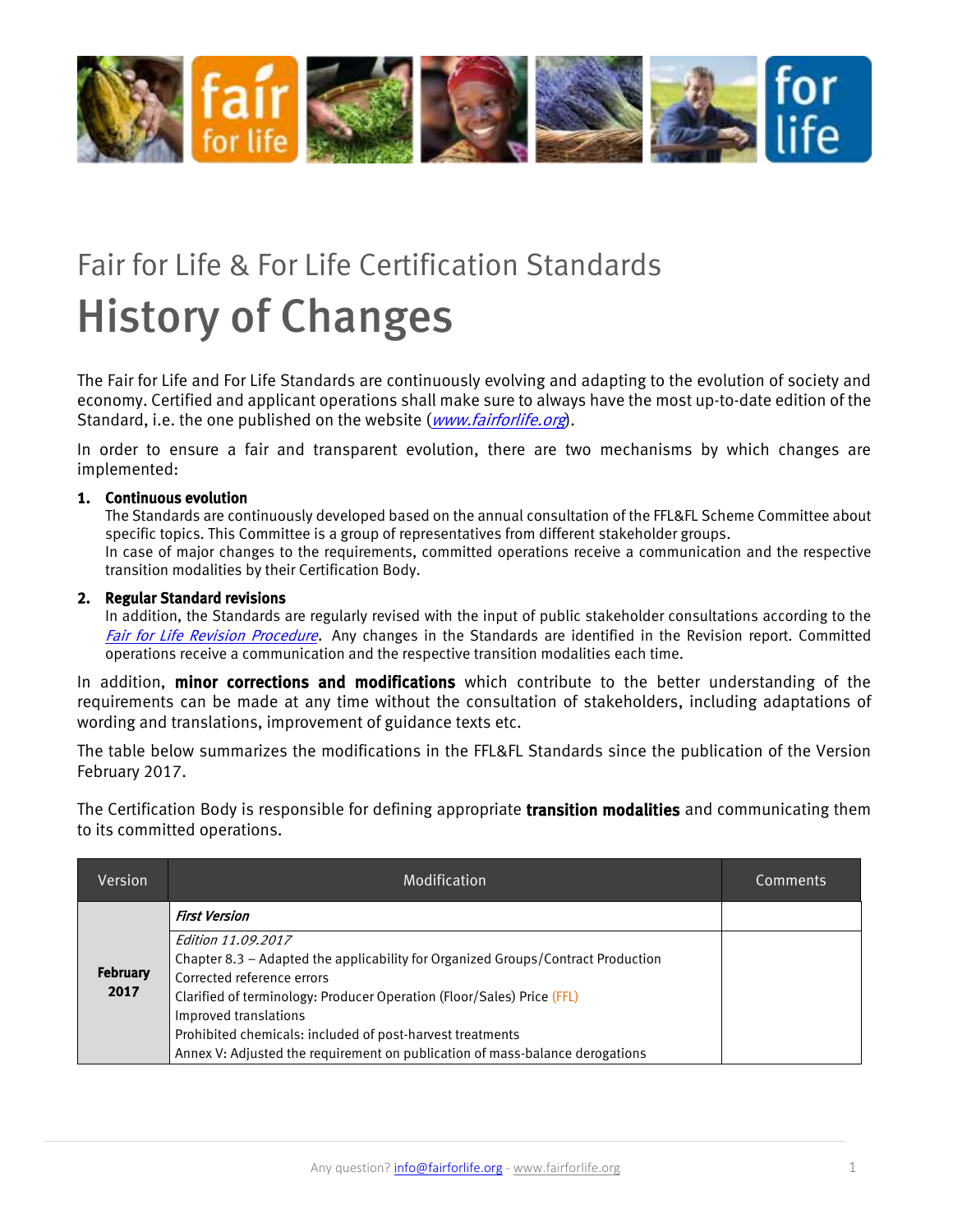Fair for Life & For Life Certification Standards

# History of Changes

The Fair for Life and For Life Standards are continuously evolving and adapting to the evolution of society and economy. Certified and applicant operations shall make sure to always have the most up-to-date edition of the Standard, i.e. the one published on the website (*www.fairforlife.org*).

In order to ensure a fair and transparent evolution, there are two mechanisms by which changes are implemented:

1. **Continuous evolution**
   The Standards are continuously developed based on the annual consultation of the FFL&FL Scheme Committee about specific topics. This Committee is a group of representatives from different stakeholder groups.
   In case of major changes to the requirements, committed operations receive a communication and the respective transition modalities by their Certification Body.

2. **Regular Standard revisions**
   In addition, the Standards are regularly revised with the input of public stakeholder consultations according to the *Fair for Life Revision Procedure*. Any changes in the Standards are identified in the Revision report. Committed operations receive a communication and the respective transition modalities each time.

In addition, **minor corrections and modifications** which contribute to the better understanding of the requirements can be made at any time without the consultation of stakeholders, including adaptations of wording and translations, improvement of guidance texts etc.

The table below summarizes the modifications in the FFL&FL Standards since the publication of the Version February 2017.

The Certification Body is responsible for defining appropriate **transition modalities** and communicating them to its committed operations.

| Version | Modification | Comments |
|---|---|---|
| **February 2017** | ***First Version*** | |
| | *Edition 11.09.2017*<br>Chapter 8.3 – Adapted the applicability for Organized Groups/Contract Production<br>Corrected reference errors<br>Clarified of terminology: Producer Operation (Floor/Sales) Price (FFL)<br>Improved translations<br>Prohibited chemicals: included of post-harvest treatments<br>Annex V: Adjusted the requirement on publication of mass-balance derogations | |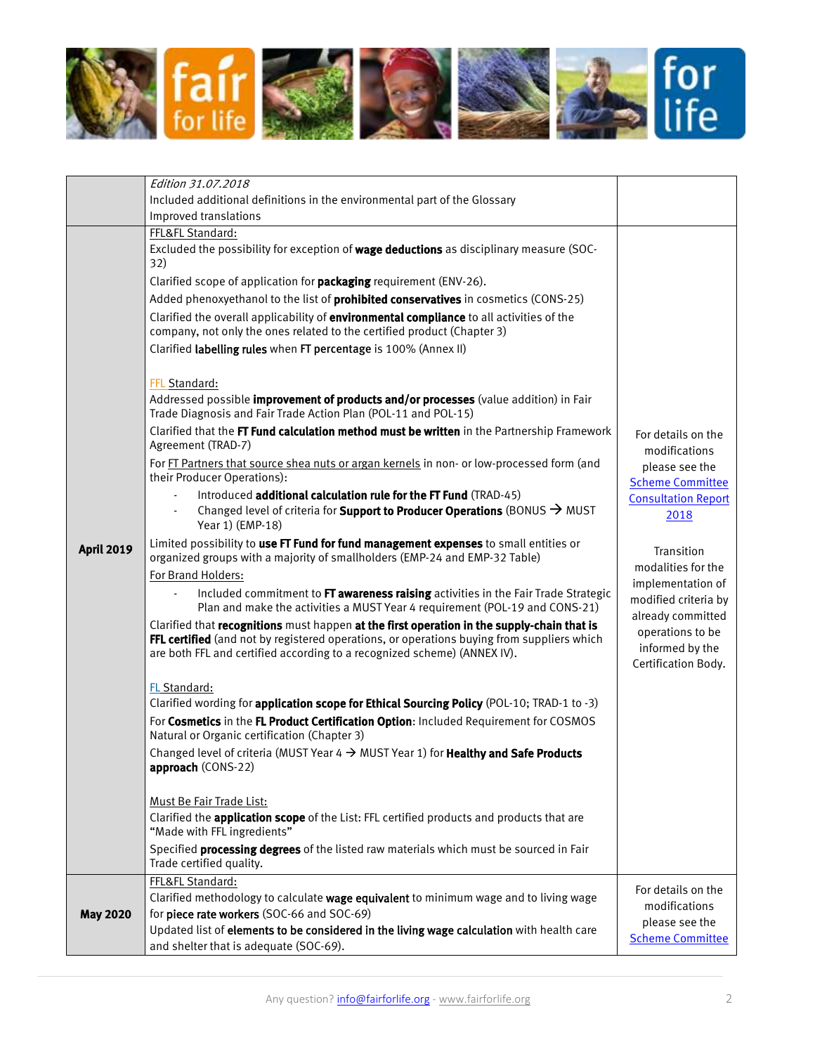| | | |
|---|---|---|
| | *Edition 31.07.2018*<br>Included additional definitions in the environmental part of the Glossary<br>Improved translations | |
| **April 2019** | FFL&FL Standard:<br>Excluded the possibility for exception of **wage deductions** as disciplinary measure (SOC-32)<br>Clarified scope of application for **packaging** requirement (ENV-26).<br>Added phenoxyethanol to the list of **prohibited conservatives** in cosmetics (CONS-25)<br>Clarified the overall applicability of **environmental compliance** to all activities of the company, not only the ones related to the certified product (Chapter 3)<br>Clarified **labelling rules** when **FT percentage** is 100% (Annex II)<br><br>FFL Standard:<br>Addressed possible **improvement of products and/or processes** (value addition) in Fair Trade Diagnosis and Fair Trade Action Plan (POL-11 and POL-15)<br>Clarified that the **FT Fund calculation method must be written** in the Partnership Framework Agreement (TRAD-7)<br>For FT Partners that source shea nuts or argan kernels in non- or low-processed form (and their Producer Operations):<br>- Introduced **additional calculation rule for the FT Fund** (TRAD-45)<br>- Changed level of criteria for **Support to Producer Operations** (BONUS → MUST Year 1) (EMP-18)<br>Limited possibility to **use FT Fund for fund management expenses** to small entities or organized groups with a majority of smallholders (EMP-24 and EMP-32 Table)<br>For Brand Holders:<br>- Included commitment to **FT awareness raising** activities in the Fair Trade Strategic Plan and make the activities a MUST Year 4 requirement (POL-19 and CONS-21)<br>Clarified that **recognitions** must happen **at the first operation in the supply-chain that is FFL certified** (and not by registered operations, or operations buying from suppliers which are both FFL and certified according to a recognized scheme) (ANNEX IV).<br><br>FL Standard:<br>Clarified wording for **application scope for Ethical Sourcing Policy** (POL-10; TRAD-1 to -3)<br>For **Cosmetics** in the **FL Product Certification Option**: Included Requirement for COSMOS Natural or Organic certification (Chapter 3)<br>Changed level of criteria (MUST Year 4 → MUST Year 1) for **Healthy and Safe Products approach** (CONS-22)<br><br>Must Be Fair Trade List:<br>Clarified the **application scope** of the List: FFL certified products and products that are "Made with FFL ingredients"<br>Specified **processing degrees** of the listed raw materials which must be sourced in Fair Trade certified quality. | For details on the modifications please see the Scheme Committee Consultation Report 2018<br><br>Transition modalities for the implementation of modified criteria by already committed operations to be informed by the Certification Body. |
| **May 2020** | FFL&FL Standard:<br>Clarified methodology to calculate **wage equivalent** to minimum wage and to living wage for **piece rate workers** (SOC-66 and SOC-69)<br>Updated list of **elements to be considered in the living wage calculation** with health care and shelter that is adequate (SOC-69). | For details on the modifications please see the Scheme Committee |

Any question? info@fairforlife.org - www.fairforlife.org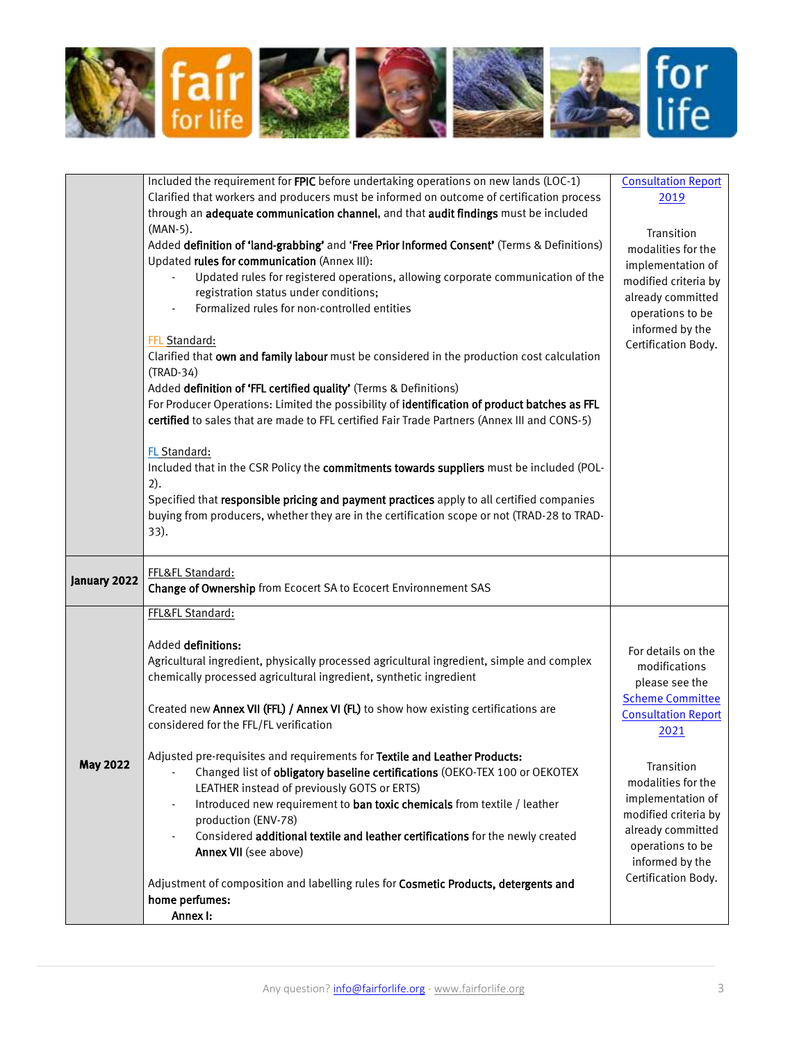| | | |
|---|---|---|
| | Included the requirement for **FPIC** before undertaking operations on new lands (LOC-1)<br>Clarified that workers and producers must be informed on outcome of certification process through an **adequate communication channel**, and that **audit findings** must be included (MAN-5).<br>Added **definition of 'land-grabbing'** and **'Free Prior Informed Consent'** (Terms & Definitions)<br>Updated **rules for communication** (Annex III):<br>- Updated rules for registered operations, allowing corporate communication of the registration status under conditions;<br>- Formalized rules for non-controlled entities<br><br>FFL Standard:<br>Clarified that **own and family labour** must be considered in the production cost calculation (TRAD-34)<br>Added **definition of 'FFL certified quality'** (Terms & Definitions)<br>For Producer Operations: Limited the possibility of **identification of product batches as FFL certified** to sales that are made to FFL certified Fair Trade Partners (Annex III and CONS-5)<br><br>FL Standard:<br>Included that in the CSR Policy the **commitments towards suppliers** must be included (POL-2).<br>Specified that **responsible pricing and payment practices** apply to all certified companies buying from producers, whether they are in the certification scope or not (TRAD-28 to TRAD-33). | Consultation Report 2019<br><br>Transition modalities for the implementation of modified criteria by already committed operations to be informed by the Certification Body. |
| **January 2022** | FFL&FL Standard:<br>**Change of Ownership** from Ecocert SA to Ecocert Environnement SAS | |
| **May 2022** | FFL&FL Standard:<br><br>Added **definitions:**<br>Agricultural ingredient, physically processed agricultural ingredient, simple and complex chemically processed agricultural ingredient, synthetic ingredient<br><br>Created new **Annex VII (FFL) / Annex VI (FL)** to show how existing certifications are considered for the FFL/FL verification<br><br>Adjusted pre-requisites and requirements for **Textile and Leather Products:**<br>- Changed list of **obligatory baseline certifications** (OEKO-TEX 100 or OEKOTEX LEATHER instead of previously GOTS or ERTS)<br>- Introduced new requirement to **ban toxic chemicals** from textile / leather production (ENV-78)<br>- Considered **additional textile and leather certifications** for the newly created **Annex VII** (see above)<br><br>Adjustment of composition and labelling rules for **Cosmetic Products, detergents and home perfumes:**<br>**Annex I:** | For details on the modifications please see the Scheme Committee Consultation Report 2021<br><br>Transition modalities for the implementation of modified criteria by already committed operations to be informed by the Certification Body. |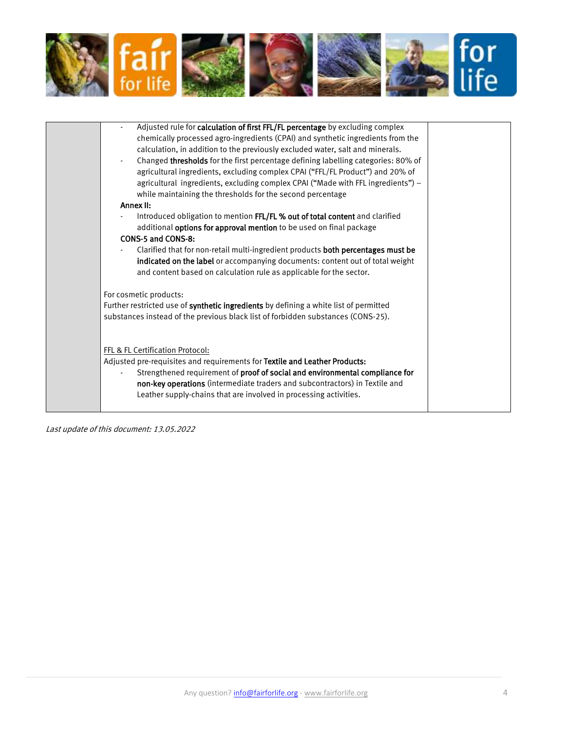| | | |
|---|---|---|
| | - Adjusted rule for **calculation of first FFL/FL percentage** by excluding complex chemically processed agro-ingredients (CPAI) and synthetic ingredients from the calculation, in addition to the previously excluded water, salt and minerals.<br>- Changed **thresholds** for the first percentage defining labelling categories: 80% of agricultural ingredients, excluding complex CPAI ("FFL/FL Product") and 20% of agricultural ingredients, excluding complex CPAI ("Made with FFL ingredients") – while maintaining the thresholds for the second percentage<br>**Annex II:**<br>- Introduced obligation to mention **FFL/FL % out of total content** and clarified additional **options for approval mention** to be used on final package<br>**CONS-5 and CONS-8:**<br>- Clarified that for non-retail multi-ingredient products **both percentages must be indicated on the label** or accompanying documents: content out of total weight and content based on calculation rule as applicable for the sector.<br><br>For cosmetic products:<br>Further restricted use of **synthetic ingredients** by defining a white list of permitted substances instead of the previous black list of forbidden substances (CONS-25).<br><br>FFL & FL Certification Protocol:<br>Adjusted pre-requisites and requirements for **Textile and Leather Products:**<br>- Strengthened requirement of **proof of social and environmental compliance for non-key operations** (intermediate traders and subcontractors) in Textile and Leather supply-chains that are involved in processing activities. | |

*Last update of this document: 13.05.2022*